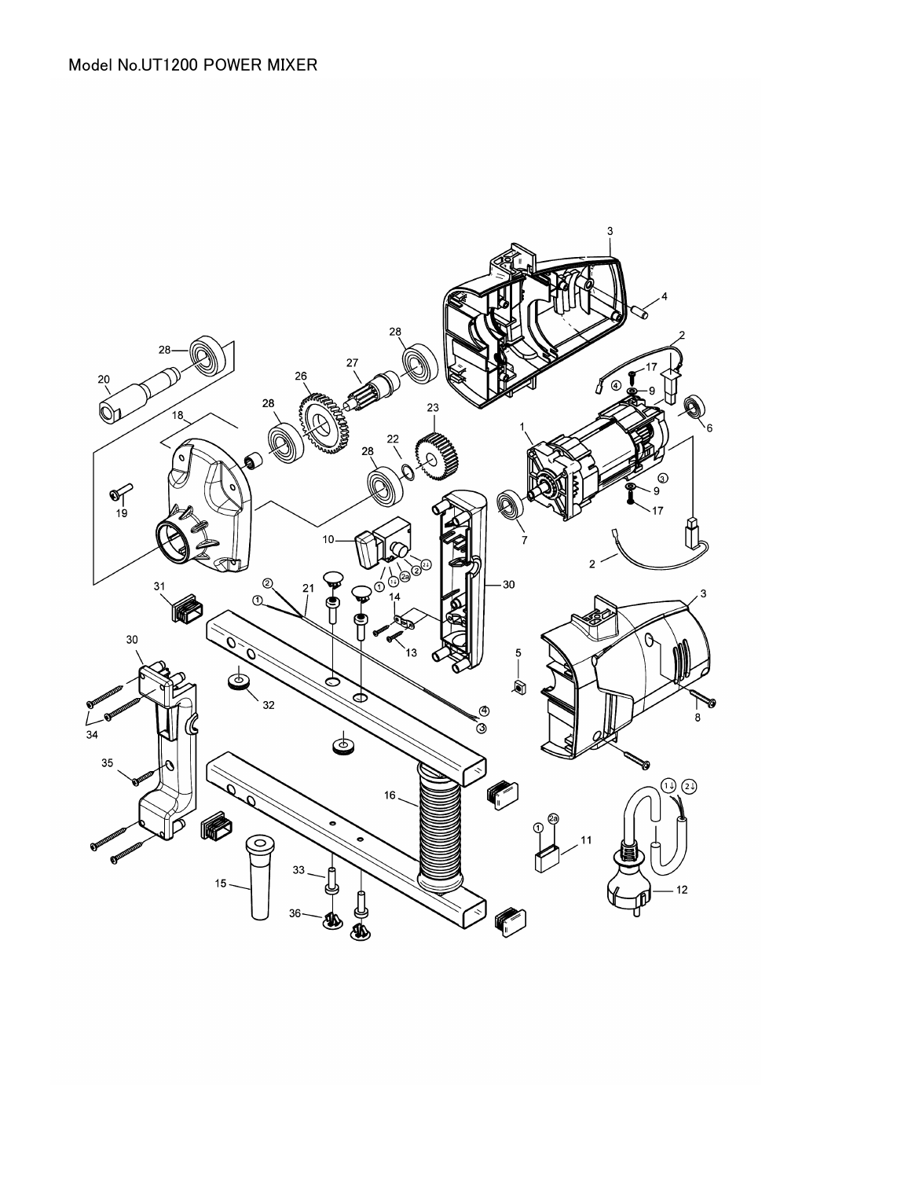Model No.UT1200 POWER MIXER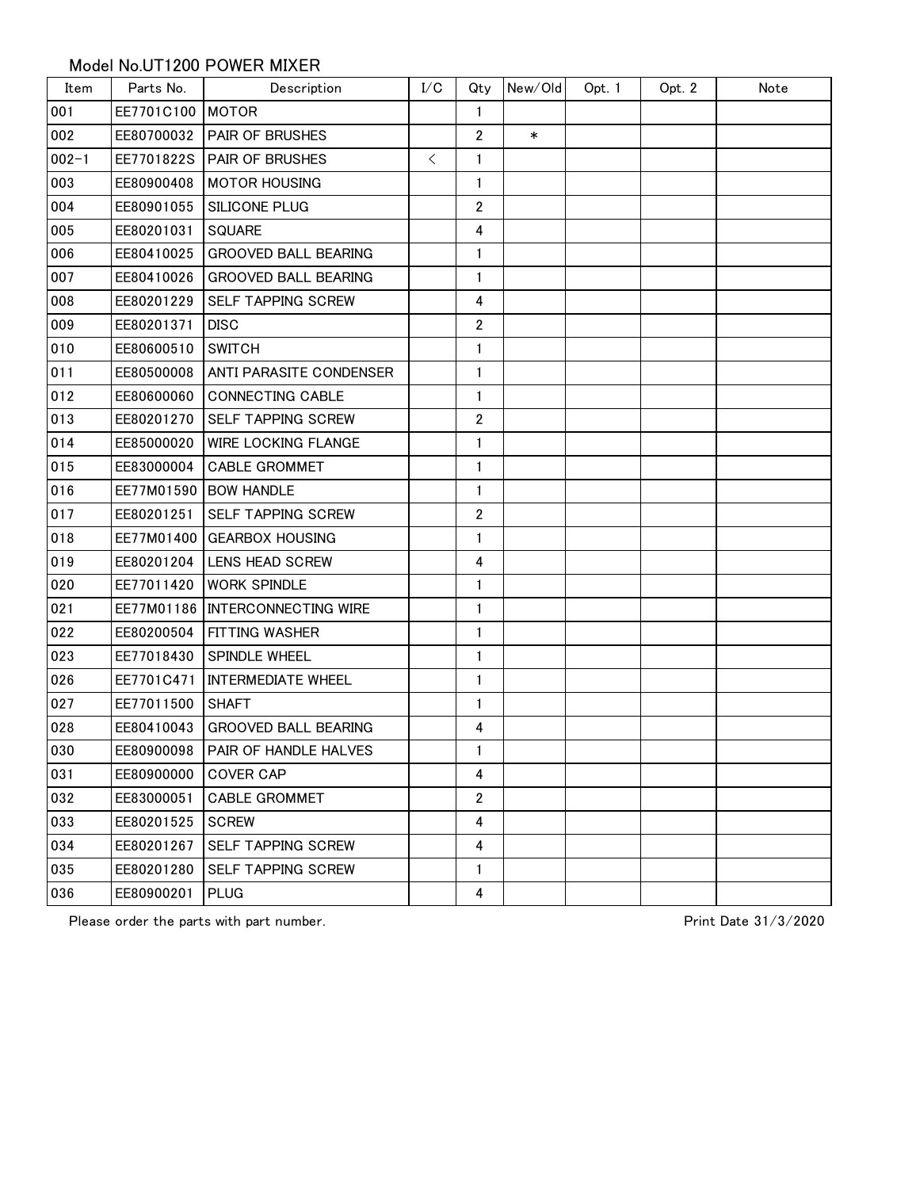Model No.UT1200 POWER MIXER

| Item | Parts No. | Description | I/C | Qty | New/Old | Opt. 1 | Opt. 2 | Note |
|---|---|---|---|---|---|---|---|---|
| 001 | EE7701C100 | MOTOR | | 1 | | | | |
| 002 | EE80700032 | PAIR OF BRUSHES | | 2 | * | | | |
| 002-1 | EE7701822S | PAIR OF BRUSHES | < | 1 | | | | |
| 003 | EE80900408 | MOTOR HOUSING | | 1 | | | | |
| 004 | EE80901055 | SILICONE PLUG | | 2 | | | | |
| 005 | EE80201031 | SQUARE | | 4 | | | | |
| 006 | EE80410025 | GROOVED BALL BEARING | | 1 | | | | |
| 007 | EE80410026 | GROOVED BALL BEARING | | 1 | | | | |
| 008 | EE80201229 | SELF TAPPING SCREW | | 4 | | | | |
| 009 | EE80201371 | DISC | | 2 | | | | |
| 010 | EE80600510 | SWITCH | | 1 | | | | |
| 011 | EE80500008 | ANTI PARASITE CONDENSER | | 1 | | | | |
| 012 | EE80600060 | CONNECTING CABLE | | 1 | | | | |
| 013 | EE80201270 | SELF TAPPING SCREW | | 2 | | | | |
| 014 | EE85000020 | WIRE LOCKING FLANGE | | 1 | | | | |
| 015 | EE83000004 | CABLE GROMMET | | 1 | | | | |
| 016 | EE77M01590 | BOW HANDLE | | 1 | | | | |
| 017 | EE80201251 | SELF TAPPING SCREW | | 2 | | | | |
| 018 | EE77M01400 | GEARBOX HOUSING | | 1 | | | | |
| 019 | EE80201204 | LENS HEAD SCREW | | 4 | | | | |
| 020 | EE77011420 | WORK SPINDLE | | 1 | | | | |
| 021 | EE77M01186 | INTERCONNECTING WIRE | | 1 | | | | |
| 022 | EE80200504 | FITTING WASHER | | 1 | | | | |
| 023 | EE77018430 | SPINDLE WHEEL | | 1 | | | | |
| 026 | EE7701C471 | INTERMEDIATE WHEEL | | 1 | | | | |
| 027 | EE77011500 | SHAFT | | 1 | | | | |
| 028 | EE80410043 | GROOVED BALL BEARING | | 4 | | | | |
| 030 | EE80900098 | PAIR OF HANDLE HALVES | | 1 | | | | |
| 031 | EE80900000 | COVER CAP | | 4 | | | | |
| 032 | EE83000051 | CABLE GROMMET | | 2 | | | | |
| 033 | EE80201525 | SCREW | | 4 | | | | |
| 034 | EE80201267 | SELF TAPPING SCREW | | 4 | | | | |
| 035 | EE80201280 | SELF TAPPING SCREW | | 1 | | | | |
| 036 | EE80900201 | PLUG | | 4 | | | | |

Please order the parts with part number.

Print Date 31/3/2020